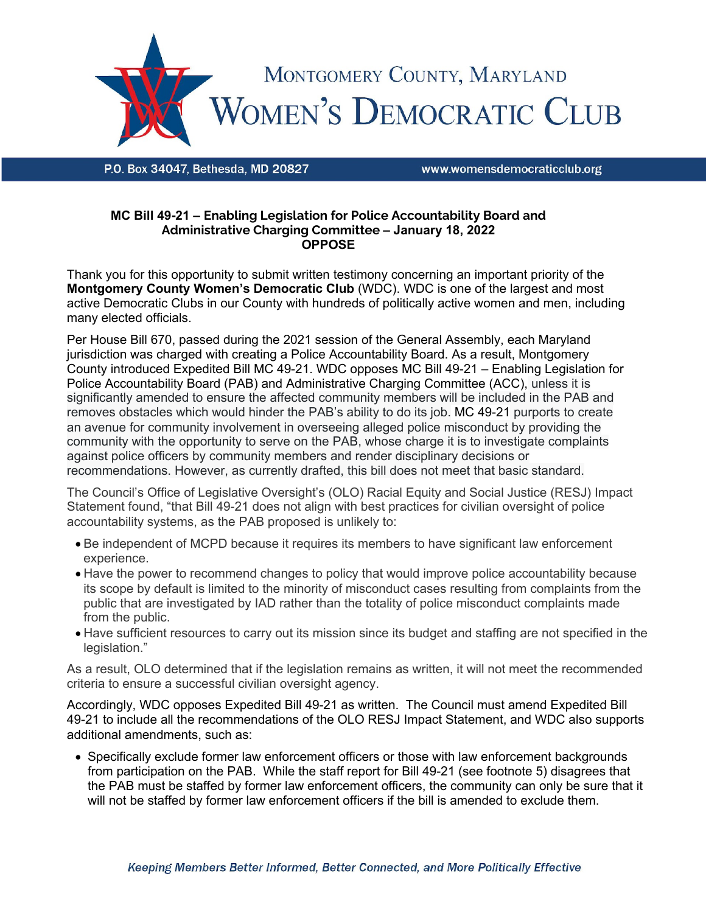# Montgomery County, Maryland Women's Democratic Club

P.O. Box 34047, Bethesda, MD 20827 www.womensdemocraticclub.org

**MC Bill 49-21 – Enabling Legislation for Police Accountability Board and Administrative Charging Committee – January 18, 2022**
**OPPOSE**

Thank you for this opportunity to submit written testimony concerning an important priority of the **Montgomery County Women's Democratic Club** (WDC). WDC is one of the largest and most active Democratic Clubs in our County with hundreds of politically active women and men, including many elected officials.

Per House Bill 670, passed during the 2021 session of the General Assembly, each Maryland jurisdiction was charged with creating a Police Accountability Board. As a result, Montgomery County introduced Expedited Bill MC 49-21. WDC opposes MC Bill 49-21 – Enabling Legislation for Police Accountability Board (PAB) and Administrative Charging Committee (ACC), unless it is significantly amended to ensure the affected community members will be included in the PAB and removes obstacles which would hinder the PAB's ability to do its job. MC 49-21 purports to create an avenue for community involvement in overseeing alleged police misconduct by providing the community with the opportunity to serve on the PAB, whose charge it is to investigate complaints against police officers by community members and render disciplinary decisions or recommendations. However, as currently drafted, this bill does not meet that basic standard.

The Council's Office of Legislative Oversight's (OLO) Racial Equity and Social Justice (RESJ) Impact Statement found, "that Bill 49-21 does not align with best practices for civilian oversight of police accountability systems, as the PAB proposed is unlikely to:

- Be independent of MCPD because it requires its members to have significant law enforcement experience.
- Have the power to recommend changes to policy that would improve police accountability because its scope by default is limited to the minority of misconduct cases resulting from complaints from the public that are investigated by IAD rather than the totality of police misconduct complaints made from the public.
- Have sufficient resources to carry out its mission since its budget and staffing are not specified in the legislation."

As a result, OLO determined that if the legislation remains as written, it will not meet the recommended criteria to ensure a successful civilian oversight agency.

Accordingly, WDC opposes Expedited Bill 49-21 as written. The Council must amend Expedited Bill 49-21 to include all the recommendations of the OLO RESJ Impact Statement, and WDC also supports additional amendments, such as:

- Specifically exclude former law enforcement officers or those with law enforcement backgrounds from participation on the PAB. While the staff report for Bill 49-21 (see footnote 5) disagrees that the PAB must be staffed by former law enforcement officers, the community can only be sure that it will not be staffed by former law enforcement officers if the bill is amended to exclude them.

*Keeping Members Better Informed, Better Connected, and More Politically Effective*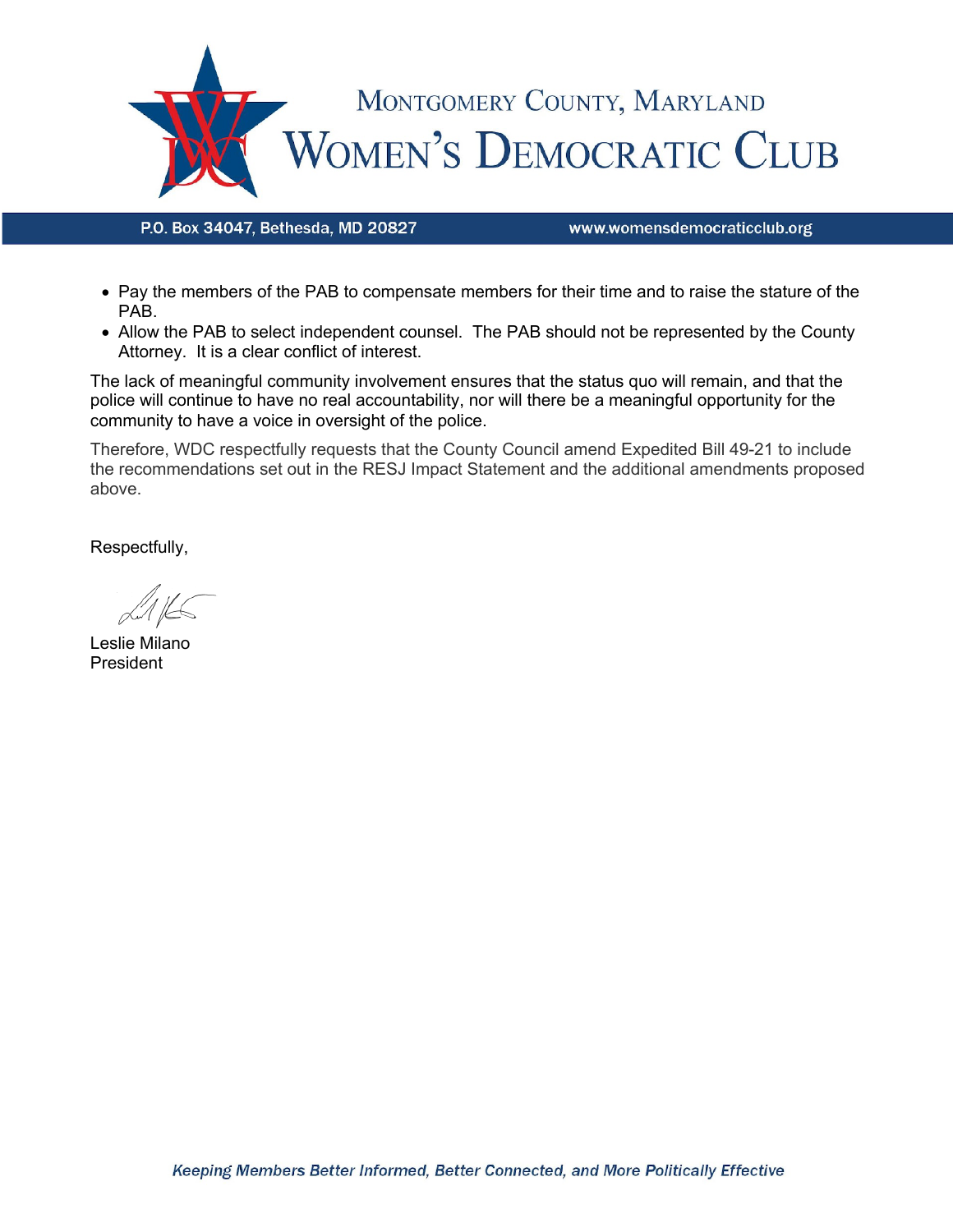- Pay the members of the PAB to compensate members for their time and to raise the stature of the PAB.
- Allow the PAB to select independent counsel. The PAB should not be represented by the County Attorney. It is a clear conflict of interest.

The lack of meaningful community involvement ensures that the status quo will remain, and that the police will continue to have no real accountability, nor will there be a meaningful opportunity for the community to have a voice in oversight of the police.

Therefore, WDC respectfully requests that the County Council amend Expedited Bill 49-21 to include the recommendations set out in the RESJ Impact Statement and the additional amendments proposed above.

Respectfully,

Leslie Milano
President